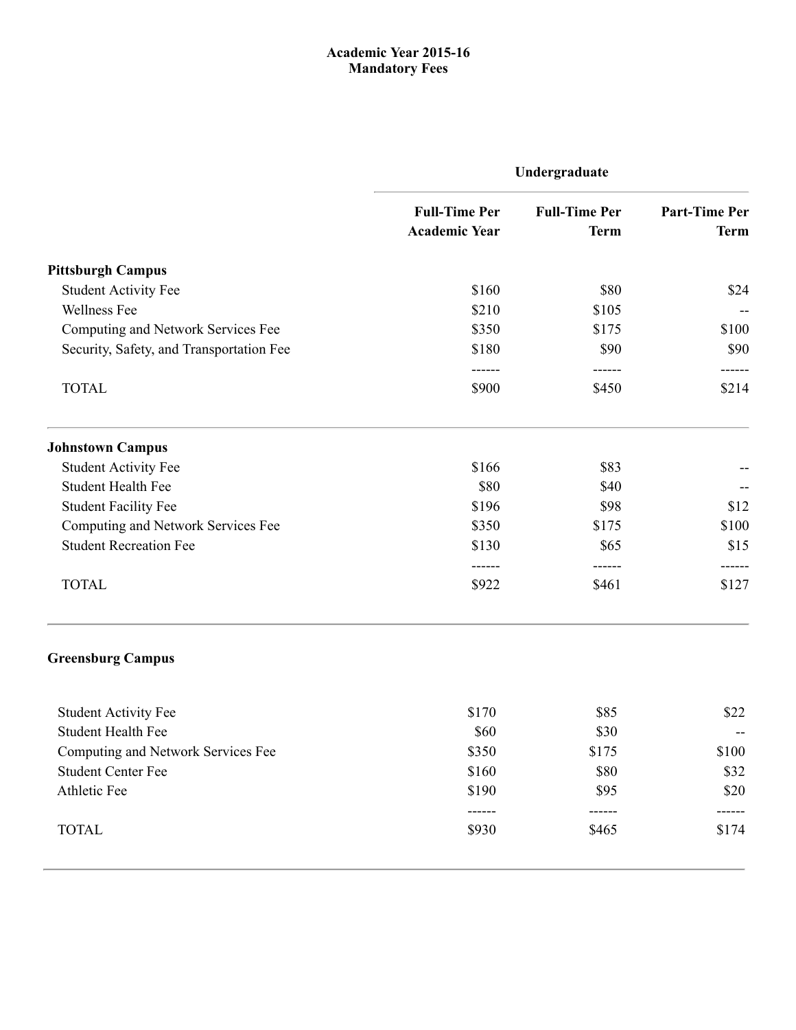**Academic Year 2015-16**
**Mandatory Fees**

| | Undergraduate | | |
|---|---|---|---|
| | **Full-Time Per Academic Year** | **Full-Time Per Term** | **Part-Time Per Term** |
| **Pittsburgh Campus** | | | |
| Student Activity Fee | $160 | $80 | $24 |
| Wellness Fee | $210 | $105 | -- |
| Computing and Network Services Fee | $350 | $175 | $100 |
| Security, Safety, and Transportation Fee | $180 | $90 | $90 |
| TOTAL | $900 | $450 | $214 |
| **Johnstown Campus** | | | |
| Student Activity Fee | $166 | $83 | -- |
| Student Health Fee | $80 | $40 | -- |
| Student Facility Fee | $196 | $98 | $12 |
| Computing and Network Services Fee | $350 | $175 | $100 |
| Student Recreation Fee | $130 | $65 | $15 |
| TOTAL | $922 | $461 | $127 |
| **Greensburg Campus** | | | |
| Student Activity Fee | $170 | $85 | $22 |
| Student Health Fee | $60 | $30 | -- |
| Computing and Network Services Fee | $350 | $175 | $100 |
| Student Center Fee | $160 | $80 | $32 |
| Athletic Fee | $190 | $95 | $20 |
| TOTAL | $930 | $465 | $174 |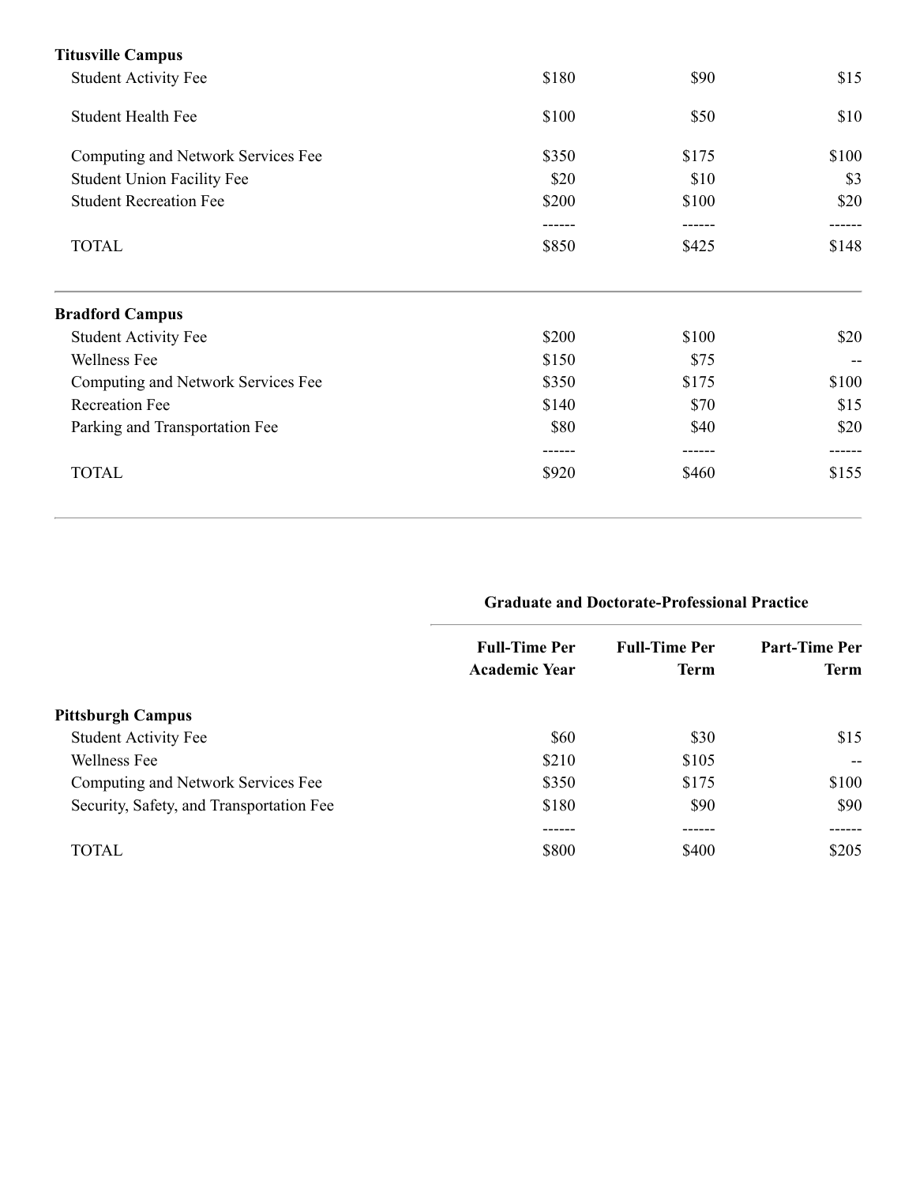| | | | |
|---|---|---|---|
| **Titusville Campus** | | | |
| Student Activity Fee | $180 | $90 | $15 |
| Student Health Fee | $100 | $50 | $10 |
| Computing and Network Services Fee | $350 | $175 | $100 |
| Student Union Facility Fee | $20 | $10 | $3 |
| Student Recreation Fee | $200 | $100 | $20 |
| | ------ | ------ | ------ |
| TOTAL | $850 | $425 | $148 |

| | | | |
|---|---|---|---|
| **Bradford Campus** | | | |
| Student Activity Fee | $200 | $100 | $20 |
| Wellness Fee | $150 | $75 | -- |
| Computing and Network Services Fee | $350 | $175 | $100 |
| Recreation Fee | $140 | $70 | $15 |
| Parking and Transportation Fee | $80 | $40 | $20 |
| | ------ | ------ | ------ |
| TOTAL | $920 | $460 | $155 |

| | Graduate and Doctorate-Professional Practice | | |
|---|---|---|---|
| | **Full-Time Per Academic Year** | **Full-Time Per Term** | **Part-Time Per Term** |
| **Pittsburgh Campus** | | | |
| Student Activity Fee | $60 | $30 | $15 |
| Wellness Fee | $210 | $105 | -- |
| Computing and Network Services Fee | $350 | $175 | $100 |
| Security, Safety, and Transportation Fee | $180 | $90 | $90 |
| | ------ | ------ | ------ |
| TOTAL | $800 | $400 | $205 |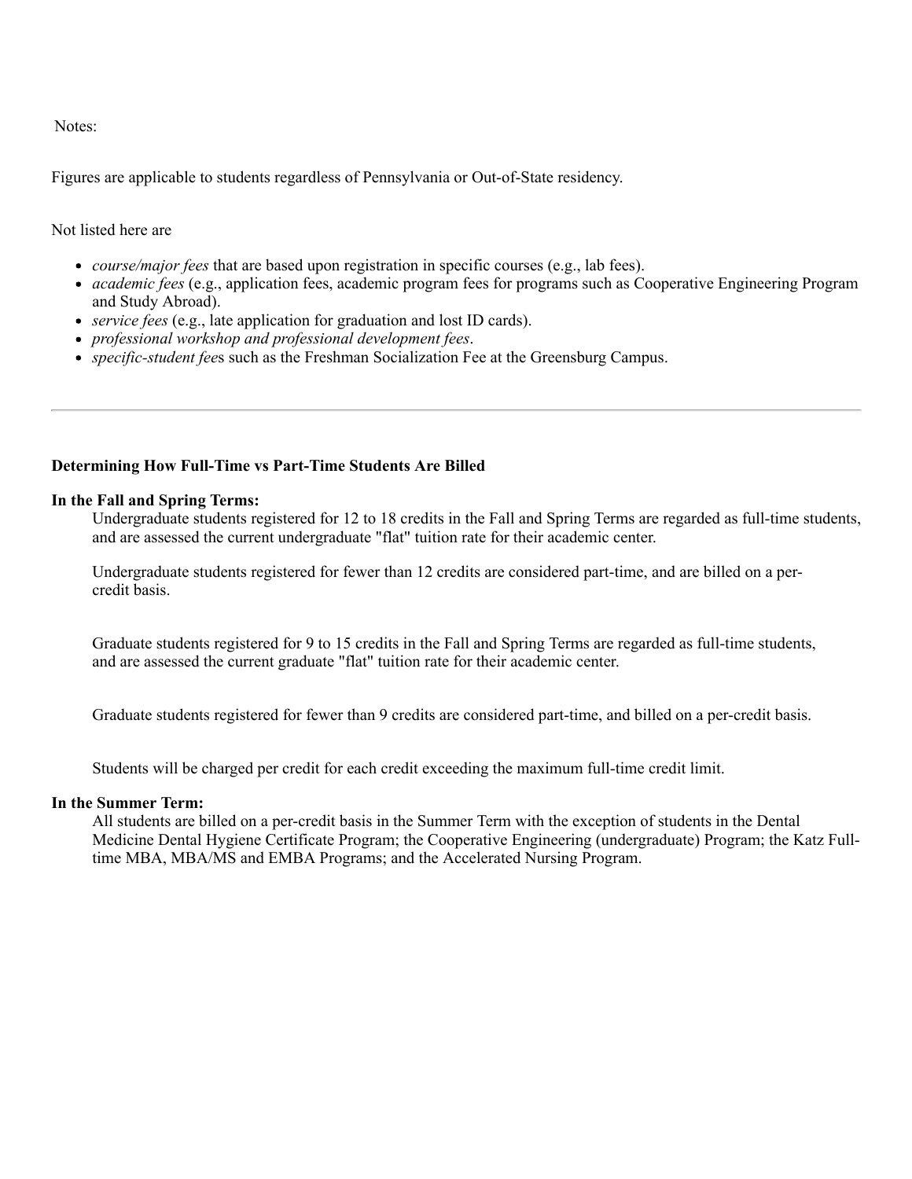Notes:

Figures are applicable to students regardless of Pennsylvania or Out-of-State residency.

Not listed here are

- *course/major fees* that are based upon registration in specific courses (e.g., lab fees).
- *academic fees* (e.g., application fees, academic program fees for programs such as Cooperative Engineering Program and Study Abroad).
- *service fees* (e.g., late application for graduation and lost ID cards).
- *professional workshop and professional development fees*.
- *specific-student fee*s such as the Freshman Socialization Fee at the Greensburg Campus.

---

**Determining How Full-Time vs Part-Time Students Are Billed**

**In the Fall and Spring Terms:**

Undergraduate students registered for 12 to 18 credits in the Fall and Spring Terms are regarded as full-time students, and are assessed the current undergraduate "flat" tuition rate for their academic center.

Undergraduate students registered for fewer than 12 credits are considered part-time, and are billed on a per-credit basis.

Graduate students registered for 9 to 15 credits in the Fall and Spring Terms are regarded as full-time students, and are assessed the current graduate "flat" tuition rate for their academic center.

Graduate students registered for fewer than 9 credits are considered part-time, and billed on a per-credit basis.

Students will be charged per credit for each credit exceeding the maximum full-time credit limit.

**In the Summer Term:**

All students are billed on a per-credit basis in the Summer Term with the exception of students in the Dental Medicine Dental Hygiene Certificate Program; the Cooperative Engineering (undergraduate) Program; the Katz Full-time MBA, MBA/MS and EMBA Programs; and the Accelerated Nursing Program.